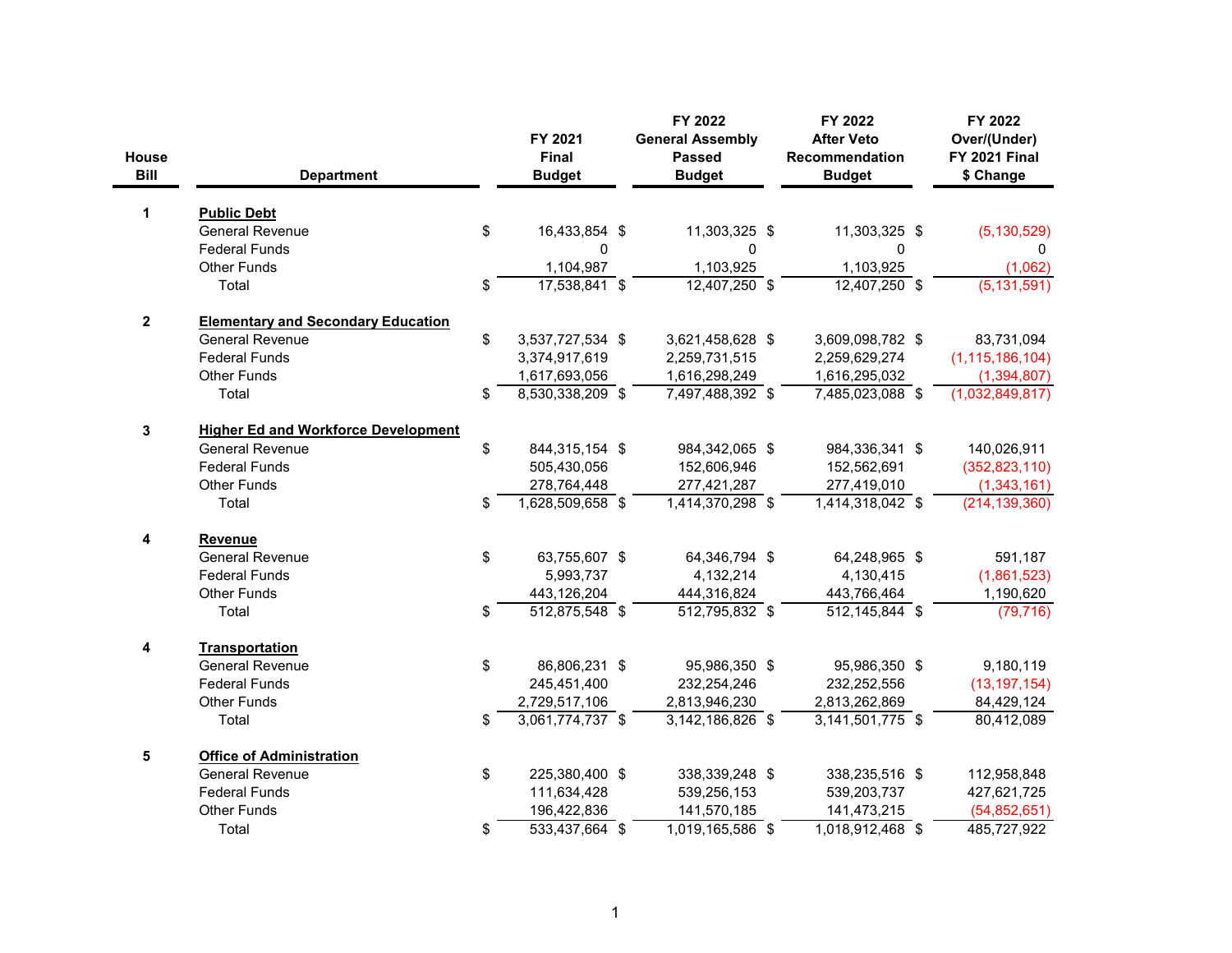| House Bill | Department | FY 2021 Final Budget | FY 2022 General Assembly Passed Budget | FY 2022 After Veto Recommendation Budget | FY 2022 Over/(Under) FY 2021 Final $ Change |
|---|---|---|---|---|---|
| 1 | **Public Debt** | | | | |
| | General Revenue | $ 16,433,854 | $ 11,303,325 | $ 11,303,325 | $ (5,130,529) |
| | Federal Funds | 0 | 0 | 0 | 0 |
| | Other Funds | 1,104,987 | 1,103,925 | 1,103,925 | (1,062) |
| | Total | $ 17,538,841 | $ 12,407,250 | $ 12,407,250 | $ (5,131,591) |
| 2 | **Elementary and Secondary Education** | | | | |
| | General Revenue | $ 3,537,727,534 | $ 3,621,458,628 | $ 3,609,098,782 | $ 83,731,094 |
| | Federal Funds | 3,374,917,619 | 2,259,731,515 | 2,259,629,274 | (1,115,186,104) |
| | Other Funds | 1,617,693,056 | 1,616,298,249 | 1,616,295,032 | (1,394,807) |
| | Total | $ 8,530,338,209 | $ 7,497,488,392 | $ 7,485,023,088 | $ (1,032,849,817) |
| 3 | **Higher Ed and Workforce Development** | | | | |
| | General Revenue | $ 844,315,154 | $ 984,342,065 | $ 984,336,341 | $ 140,026,911 |
| | Federal Funds | 505,430,056 | 152,606,946 | 152,562,691 | (352,823,110) |
| | Other Funds | 278,764,448 | 277,421,287 | 277,419,010 | (1,343,161) |
| | Total | $ 1,628,509,658 | $ 1,414,370,298 | $ 1,414,318,042 | $ (214,139,360) |
| 4 | **Revenue** | | | | |
| | General Revenue | $ 63,755,607 | $ 64,346,794 | $ 64,248,965 | $ 591,187 |
| | Federal Funds | 5,993,737 | 4,132,214 | 4,130,415 | (1,861,523) |
| | Other Funds | 443,126,204 | 444,316,824 | 443,766,464 | 1,190,620 |
| | Total | $ 512,875,548 | $ 512,795,832 | $ 512,145,844 | $ (79,716) |
| 4 | **Transportation** | | | | |
| | General Revenue | $ 86,806,231 | $ 95,986,350 | $ 95,986,350 | $ 9,180,119 |
| | Federal Funds | 245,451,400 | 232,254,246 | 232,252,556 | (13,197,154) |
| | Other Funds | 2,729,517,106 | 2,813,946,230 | 2,813,262,869 | 84,429,124 |
| | Total | $ 3,061,774,737 | $ 3,142,186,826 | $ 3,141,501,775 | $ 80,412,089 |
| 5 | **Office of Administration** | | | | |
| | General Revenue | $ 225,380,400 | $ 338,339,248 | $ 338,235,516 | $ 112,958,848 |
| | Federal Funds | 111,634,428 | 539,256,153 | 539,203,737 | 427,621,725 |
| | Other Funds | 196,422,836 | 141,570,185 | 141,473,215 | (54,852,651) |
| | Total | $ 533,437,664 | $ 1,019,165,586 | $ 1,018,912,468 | $ 485,727,922 |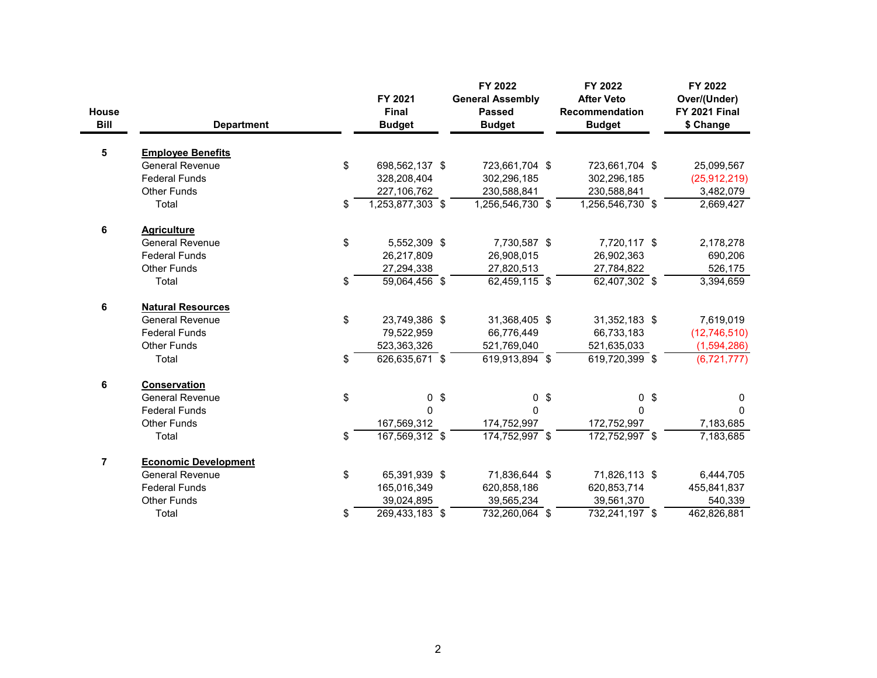| House Bill | Department | FY 2021 Final Budget | FY 2022 General Assembly Passed Budget | FY 2022 After Veto Recommendation Budget | FY 2022 Over/(Under) FY 2021 Final $ Change |
|---|---|---|---|---|---|
| 5 | **Employee Benefits** | | | | |
| | General Revenue | $ 698,562,137 | $ 723,661,704 | $ 723,661,704 | $ 25,099,567 |
| | Federal Funds | 328,208,404 | 302,296,185 | 302,296,185 | (25,912,219) |
| | Other Funds | 227,106,762 | 230,588,841 | 230,588,841 | 3,482,079 |
| | Total | $ 1,253,877,303 | $ 1,256,546,730 | $ 1,256,546,730 | $ 2,669,427 |
| 6 | **Agriculture** | | | | |
| | General Revenue | $ 5,552,309 | $ 7,730,587 | $ 7,720,117 | $ 2,178,278 |
| | Federal Funds | 26,217,809 | 26,908,015 | 26,902,363 | 690,206 |
| | Other Funds | 27,294,338 | 27,820,513 | 27,784,822 | 526,175 |
| | Total | $ 59,064,456 | $ 62,459,115 | $ 62,407,302 | $ 3,394,659 |
| 6 | **Natural Resources** | | | | |
| | General Revenue | $ 23,749,386 | $ 31,368,405 | $ 31,352,183 | $ 7,619,019 |
| | Federal Funds | 79,522,959 | 66,776,449 | 66,733,183 | (12,746,510) |
| | Other Funds | 523,363,326 | 521,769,040 | 521,635,033 | (1,594,286) |
| | Total | $ 626,635,671 | $ 619,913,894 | $ 619,720,399 | $ (6,721,777) |
| 6 | **Conservation** | | | | |
| | General Revenue | $ 0 | $ 0 | $ 0 | $ 0 |
| | Federal Funds | 0 | 0 | 0 | 0 |
| | Other Funds | 167,569,312 | 174,752,997 | 172,752,997 | 7,183,685 |
| | Total | $ 167,569,312 | $ 174,752,997 | $ 172,752,997 | $ 7,183,685 |
| 7 | **Economic Development** | | | | |
| | General Revenue | $ 65,391,939 | $ 71,836,644 | $ 71,826,113 | $ 6,444,705 |
| | Federal Funds | 165,016,349 | 620,858,186 | 620,853,714 | 455,841,837 |
| | Other Funds | 39,024,895 | 39,565,234 | 39,561,370 | 540,339 |
| | Total | $ 269,433,183 | $ 732,260,064 | $ 732,241,197 | $ 462,826,881 |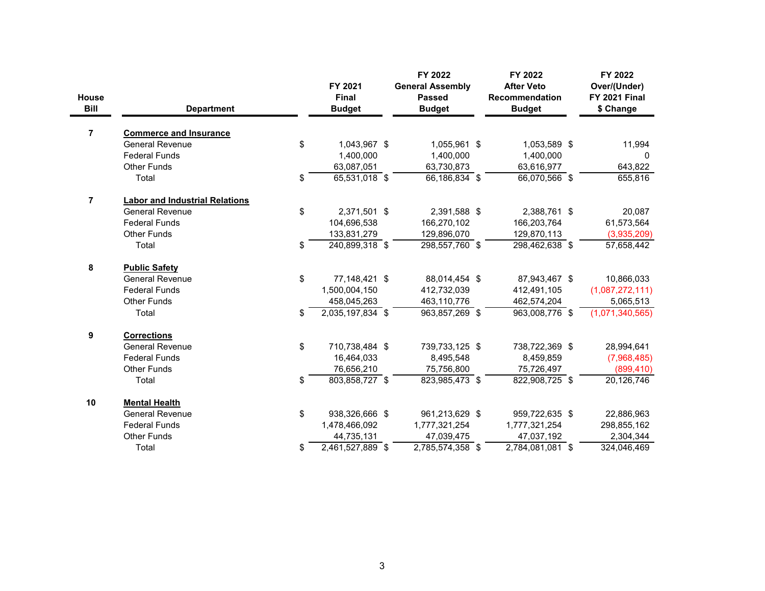| House Bill | Department | FY 2021 Final Budget | FY 2022 General Assembly Passed Budget | FY 2022 After Veto Recommendation Budget | FY 2022 Over/(Under) FY 2021 Final $ Change |
|---|---|---|---|---|---|
| 7 | **Commerce and Insurance** | | | | |
| | General Revenue | $ 1,043,967 | $ 1,055,961 | $ 1,053,589 | $ 11,994 |
| | Federal Funds | 1,400,000 | 1,400,000 | 1,400,000 | 0 |
| | Other Funds | 63,087,051 | 63,730,873 | 63,616,977 | 643,822 |
| | Total | $ 65,531,018 | $ 66,186,834 | $ 66,070,566 | $ 655,816 |
| 7 | **Labor and Industrial Relations** | | | | |
| | General Revenue | $ 2,371,501 | $ 2,391,588 | $ 2,388,761 | $ 20,087 |
| | Federal Funds | 104,696,538 | 166,270,102 | 166,203,764 | 61,573,564 |
| | Other Funds | 133,831,279 | 129,896,070 | 129,870,113 | (3,935,209) |
| | Total | $ 240,899,318 | $ 298,557,760 | $ 298,462,638 | $ 57,658,442 |
| 8 | **Public Safety** | | | | |
| | General Revenue | $ 77,148,421 | $ 88,014,454 | $ 87,943,467 | $ 10,866,033 |
| | Federal Funds | 1,500,004,150 | 412,732,039 | 412,491,105 | (1,087,272,111) |
| | Other Funds | 458,045,263 | 463,110,776 | 462,574,204 | 5,065,513 |
| | Total | $ 2,035,197,834 | $ 963,857,269 | $ 963,008,776 | $ (1,071,340,565) |
| 9 | **Corrections** | | | | |
| | General Revenue | $ 710,738,484 | $ 739,733,125 | $ 738,722,369 | $ 28,994,641 |
| | Federal Funds | 16,464,033 | 8,495,548 | 8,459,859 | (7,968,485) |
| | Other Funds | 76,656,210 | 75,756,800 | 75,726,497 | (899,410) |
| | Total | $ 803,858,727 | $ 823,985,473 | $ 822,908,725 | $ 20,126,746 |
| 10 | **Mental Health** | | | | |
| | General Revenue | $ 938,326,666 | $ 961,213,629 | $ 959,722,635 | $ 22,886,963 |
| | Federal Funds | 1,478,466,092 | 1,777,321,254 | 1,777,321,254 | 298,855,162 |
| | Other Funds | 44,735,131 | 47,039,475 | 47,037,192 | 2,304,344 |
| | Total | $ 2,461,527,889 | $ 2,785,574,358 | $ 2,784,081,081 | $ 324,046,469 |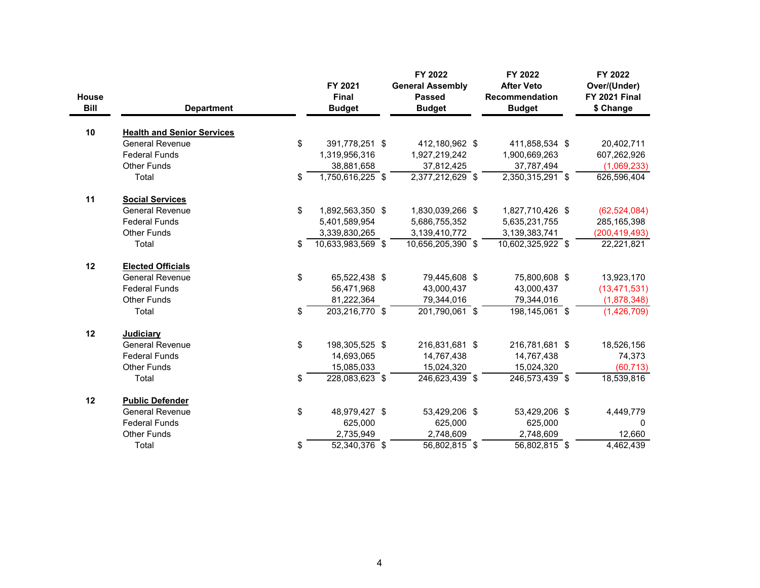| House Bill | Department | FY 2021 Final Budget | FY 2022 General Assembly Passed Budget | FY 2022 After Veto Recommendation Budget | FY 2022 Over/(Under) FY 2021 Final $ Change |
|---|---|---|---|---|---|
| 10 | **Health and Senior Services** | | | | |
| | General Revenue | $ 391,778,251 | $ 412,180,962 | $ 411,858,534 | $ 20,402,711 |
| | Federal Funds | 1,319,956,316 | 1,927,219,242 | 1,900,669,263 | 607,262,926 |
| | Other Funds | 38,881,658 | 37,812,425 | 37,787,494 | (1,069,233) |
| | Total | $ 1,750,616,225 | $ 2,377,212,629 | $ 2,350,315,291 | $ 626,596,404 |
| 11 | **Social Services** | | | | |
| | General Revenue | $ 1,892,563,350 | $ 1,830,039,266 | $ 1,827,710,426 | $ (62,524,084) |
| | Federal Funds | 5,401,589,954 | 5,686,755,352 | 5,635,231,755 | 285,165,398 |
| | Other Funds | 3,339,830,265 | 3,139,410,772 | 3,139,383,741 | (200,419,493) |
| | Total | $ 10,633,983,569 | $ 10,656,205,390 | $ 10,602,325,922 | $ 22,221,821 |
| 12 | **Elected Officials** | | | | |
| | General Revenue | $ 65,522,438 | $ 79,445,608 | $ 75,800,608 | $ 13,923,170 |
| | Federal Funds | 56,471,968 | 43,000,437 | 43,000,437 | (13,471,531) |
| | Other Funds | 81,222,364 | 79,344,016 | 79,344,016 | (1,878,348) |
| | Total | $ 203,216,770 | $ 201,790,061 | $ 198,145,061 | $ (1,426,709) |
| 12 | **Judiciary** | | | | |
| | General Revenue | $ 198,305,525 | $ 216,831,681 | $ 216,781,681 | $ 18,526,156 |
| | Federal Funds | 14,693,065 | 14,767,438 | 14,767,438 | 74,373 |
| | Other Funds | 15,085,033 | 15,024,320 | 15,024,320 | (60,713) |
| | Total | $ 228,083,623 | $ 246,623,439 | $ 246,573,439 | $ 18,539,816 |
| 12 | **Public Defender** | | | | |
| | General Revenue | $ 48,979,427 | $ 53,429,206 | $ 53,429,206 | $ 4,449,779 |
| | Federal Funds | 625,000 | 625,000 | 625,000 | 0 |
| | Other Funds | 2,735,949 | 2,748,609 | 2,748,609 | 12,660 |
| | Total | $ 52,340,376 | $ 56,802,815 | $ 56,802,815 | $ 4,462,439 |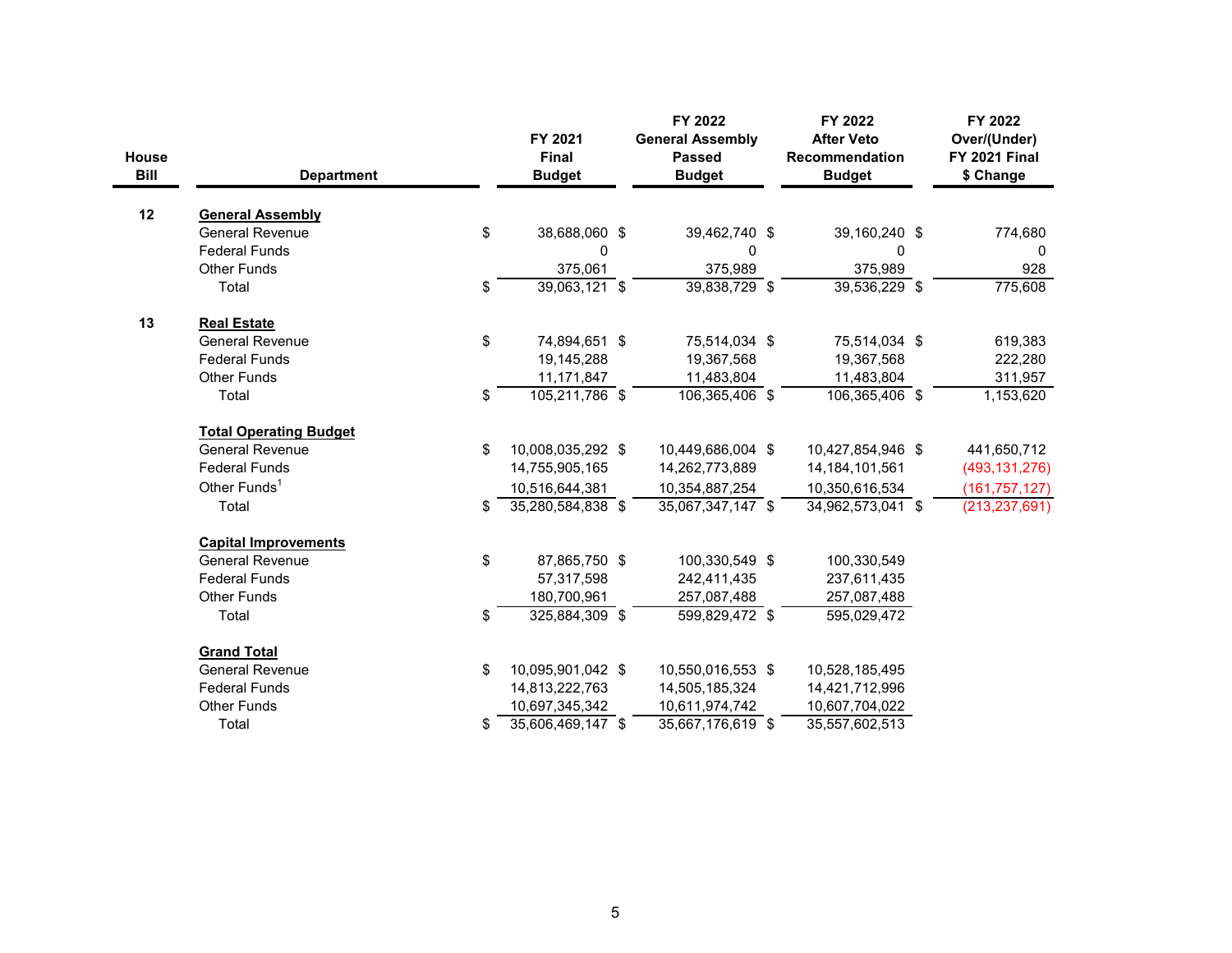| House Bill | Department | FY 2021 Final Budget | FY 2022 General Assembly Passed Budget | FY 2022 After Veto Recommendation Budget | FY 2022 Over/(Under) FY 2021 Final $ Change |
|---|---|---|---|---|---|
| 12 | **General Assembly** | | | | |
| | General Revenue | $ 38,688,060 | $ 39,462,740 | $ 39,160,240 | $ 774,680 |
| | Federal Funds | 0 | 0 | 0 | 0 |
| | Other Funds | 375,061 | 375,989 | 375,989 | 928 |
| | Total | $ 39,063,121 | $ 39,838,729 | $ 39,536,229 | $ 775,608 |
| 13 | **Real Estate** | | | | |
| | General Revenue | $ 74,894,651 | $ 75,514,034 | $ 75,514,034 | $ 619,383 |
| | Federal Funds | 19,145,288 | 19,367,568 | 19,367,568 | 222,280 |
| | Other Funds | 11,171,847 | 11,483,804 | 11,483,804 | 311,957 |
| | Total | $ 105,211,786 | $ 106,365,406 | $ 106,365,406 | $ 1,153,620 |
| | **Total Operating Budget** | | | | |
| | General Revenue | $ 10,008,035,292 | $ 10,449,686,004 | $ 10,427,854,946 | $ 441,650,712 |
| | Federal Funds | 14,755,905,165 | 14,262,773,889 | 14,184,101,561 | (493,131,276) |
| | Other Funds[1] | 10,516,644,381 | 10,354,887,254 | 10,350,616,534 | (161,757,127) |
| | Total | $ 35,280,584,838 | $ 35,067,347,147 | $ 34,962,573,041 | $ (213,237,691) |
| | **Capital Improvements** | | | | |
| | General Revenue | $ 87,865,750 | $ 100,330,549 | $ 100,330,549 | |
| | Federal Funds | 57,317,598 | 242,411,435 | 237,611,435 | |
| | Other Funds | 180,700,961 | 257,087,488 | 257,087,488 | |
| | Total | $ 325,884,309 | $ 599,829,472 | $ 595,029,472 | |
| | **Grand Total** | | | | |
| | General Revenue | $ 10,095,901,042 | $ 10,550,016,553 | $ 10,528,185,495 | |
| | Federal Funds | 14,813,222,763 | 14,505,185,324 | 14,421,712,996 | |
| | Other Funds | 10,697,345,342 | 10,611,974,742 | 10,607,704,022 | |
| | Total | $ 35,606,469,147 | $ 35,667,176,619 | $ 35,557,602,513 | |